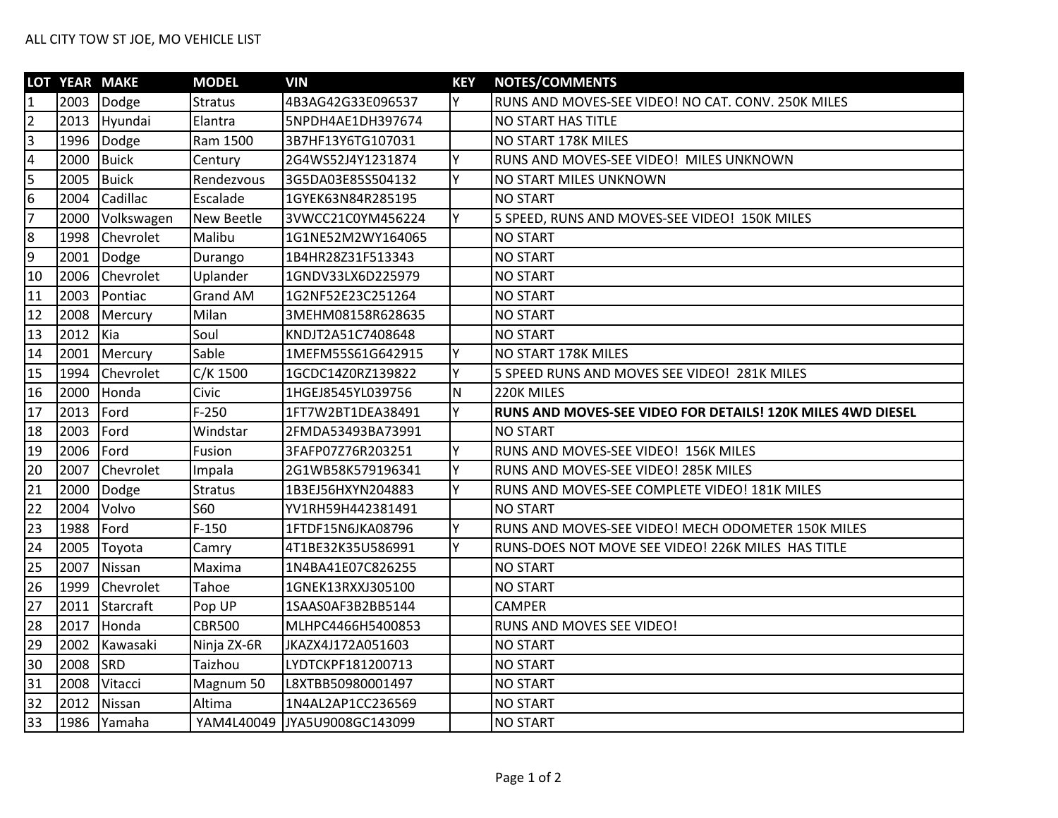ALL CITY TOW ST JOE, MO VEHICLE LIST

| LOT | YEAR | MAKE | MODEL | VIN | KEY | NOTES/COMMENTS |
|---|---|---|---|---|---|---|
| 1 | 2003 | Dodge | Stratus | 4B3AG42G33E096537 | Y | RUNS AND MOVES-SEE VIDEO! NO CAT. CONV. 250K MILES |
| 2 | 2013 | Hyundai | Elantra | 5NPDH4AE1DH397674 | | NO START HAS TITLE |
| 3 | 1996 | Dodge | Ram 1500 | 3B7HF13Y6TG107031 | | NO START 178K MILES |
| 4 | 2000 | Buick | Century | 2G4WS52J4Y1231874 | Y | RUNS AND MOVES-SEE VIDEO! MILES UNKNOWN |
| 5 | 2005 | Buick | Rendezvous | 3G5DA03E85S504132 | Y | NO START MILES UNKNOWN |
| 6 | 2004 | Cadillac | Escalade | 1GYEK63N84R285195 | | NO START |
| 7 | 2000 | Volkswagen | New Beetle | 3VWCC21C0YM456224 | Y | 5 SPEED, RUNS AND MOVES-SEE VIDEO! 150K MILES |
| 8 | 1998 | Chevrolet | Malibu | 1G1NE52M2WY164065 | | NO START |
| 9 | 2001 | Dodge | Durango | 1B4HR28Z31F513343 | | NO START |
| 10 | 2006 | Chevrolet | Uplander | 1GNDV33LX6D225979 | | NO START |
| 11 | 2003 | Pontiac | Grand AM | 1G2NF52E23C251264 | | NO START |
| 12 | 2008 | Mercury | Milan | 3MEHM08158R628635 | | NO START |
| 13 | 2012 | Kia | Soul | KNDJT2A51C7408648 | | NO START |
| 14 | 2001 | Mercury | Sable | 1MEFM55S61G642915 | Y | NO START 178K MILES |
| 15 | 1994 | Chevrolet | C/K 1500 | 1GCDC14Z0RZ139822 | Y | 5 SPEED RUNS AND MOVES SEE VIDEO! 281K MILES |
| 16 | 2000 | Honda | Civic | 1HGEJ8545YL039756 | N | 220K MILES |
| 17 | 2013 | Ford | F-250 | 1FT7W2BT1DEA38491 | Y | **RUNS AND MOVES-SEE VIDEO FOR DETAILS! 120K MILES 4WD DIESEL** |
| 18 | 2003 | Ford | Windstar | 2FMDA53493BA73991 | | NO START |
| 19 | 2006 | Ford | Fusion | 3FAFP07Z76R203251 | Y | RUNS AND MOVES-SEE VIDEO! 156K MILES |
| 20 | 2007 | Chevrolet | Impala | 2G1WB58K579196341 | Y | RUNS AND MOVES-SEE VIDEO! 285K MILES |
| 21 | 2000 | Dodge | Stratus | 1B3EJ56HXYN204883 | Y | RUNS AND MOVES-SEE COMPLETE VIDEO! 181K MILES |
| 22 | 2004 | Volvo | S60 | YV1RH59H442381491 | | NO START |
| 23 | 1988 | Ford | F-150 | 1FTDF15N6JKA08796 | Y | RUNS AND MOVES-SEE VIDEO! MECH ODOMETER 150K MILES |
| 24 | 2005 | Toyota | Camry | 4T1BE32K35U586991 | Y | RUNS-DOES NOT MOVE SEE VIDEO! 226K MILES HAS TITLE |
| 25 | 2007 | Nissan | Maxima | 1N4BA41E07C826255 | | NO START |
| 26 | 1999 | Chevrolet | Tahoe | 1GNEK13RXXJ305100 | | NO START |
| 27 | 2011 | Starcraft | Pop UP | 1SAAS0AF3B2BB5144 | | CAMPER |
| 28 | 2017 | Honda | CBR500 | MLHPC4466H5400853 | | RUNS AND MOVES SEE VIDEO! |
| 29 | 2002 | Kawasaki | Ninja ZX-6R | JKAZX4J172A051603 | | NO START |
| 30 | 2008 | SRD | Taizhou | LYDTCKPF181200713 | | NO START |
| 31 | 2008 | Vitacci | Magnum 50 | L8XTBB50980001497 | | NO START |
| 32 | 2012 | Nissan | Altima | 1N4AL2AP1CC236569 | | NO START |
| 33 | 1986 | Yamaha | YAM4L40049 | JYA5U9008GC143099 | | NO START |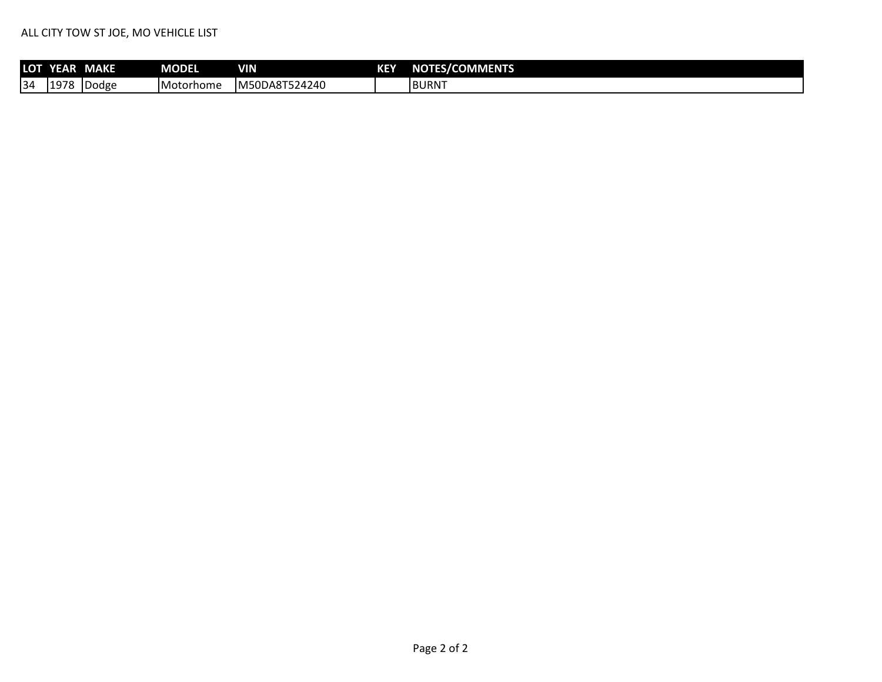ALL CITY TOW ST JOE, MO VEHICLE LIST

| LOT | YEAR | MAKE | MODEL | VIN | KEY | NOTES/COMMENTS |
|---|---|---|---|---|---|---|
| 34 | 1978 | Dodge | Motorhome | M50DA8T524240 | | BURNT |